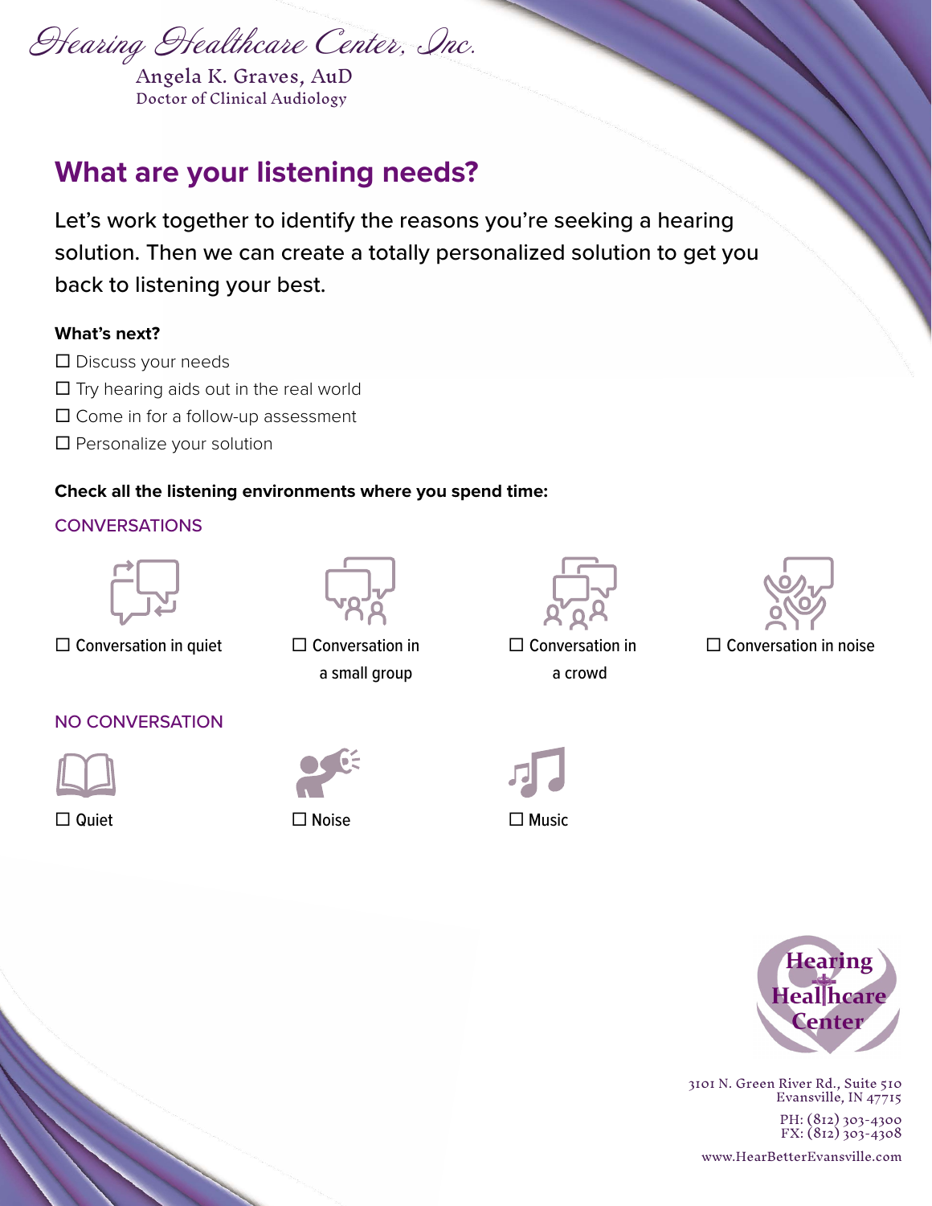Hearing Healthcare Center, Inc.

Angela K. Graves, AuD
Doctor of Clinical Audiology

## What are your listening needs?

Let's work together to identify the reasons you're seeking a hearing solution. Then we can create a totally personalized solution to get you back to listening your best.

**What's next?**

- ☐ Discuss your needs
- ☐ Try hearing aids out in the real world
- ☐ Come in for a follow-up assessment
- ☐ Personalize your solution

**Check all the listening environments where you spend time:**

### CONVERSATIONS

- ☐ Conversation in quiet
- ☐ Conversation in a small group
- ☐ Conversation in a crowd
- ☐ Conversation in noise

### NO CONVERSATION

- ☐ Quiet
- ☐ Noise
- ☐ Music

Hearing Healthcare Center

3101 N. Green River Rd., Suite 510
Evansville, IN 47715

PH: (812) 303-4300
FX: (812) 303-4308

www.HearBetterEvansville.com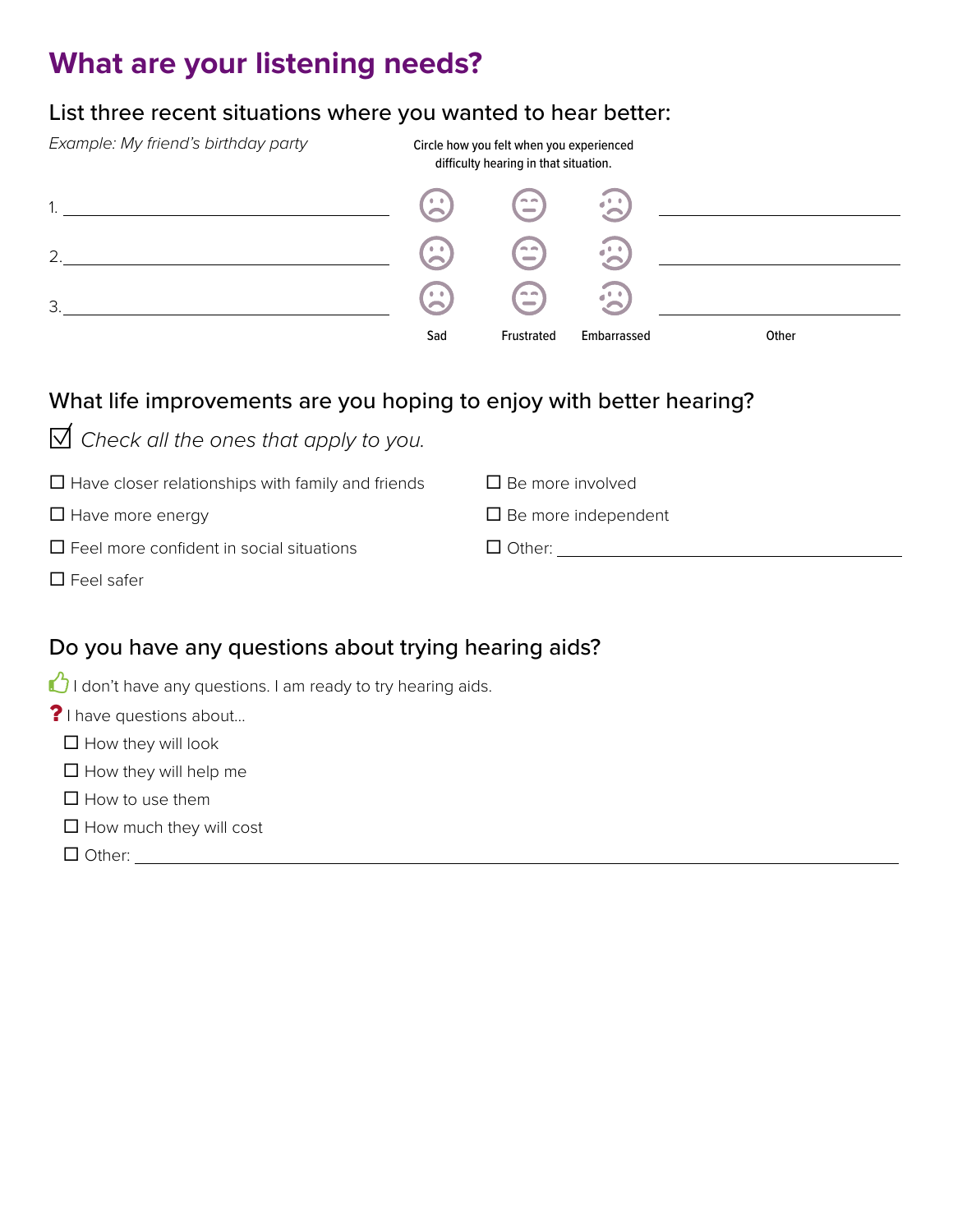# What are your listening needs?

## List three recent situations where you wanted to hear better:

*Example: My friend's birthday party*

Circle how you felt when you experienced difficulty hearing in that situation.

| | Sad | Frustrated | Embarrassed | Other |
|---|---|---|---|---|
| 1. ____________________ | ☹ | 😑 | 😟 | ____________________ |
| 2. ____________________ | ☹ | 😑 | 😟 | ____________________ |
| 3. ____________________ | ☹ | 😑 | 😟 | ____________________ |

## What life improvements are you hoping to enjoy with better hearing?

☑ *Check all the ones that apply to you.*

- ☐ Have closer relationships with family and friends
- ☐ Have more energy
- ☐ Feel more confident in social situations
- ☐ Feel safer
- ☐ Be more involved
- ☐ Be more independent
- ☐ Other: ____________________

## Do you have any questions about trying hearing aids?

👍 I don't have any questions. I am ready to try hearing aids.

? I have questions about...

- ☐ How they will look
- ☐ How they will help me
- ☐ How to use them
- ☐ How much they will cost
- ☐ Other: ____________________